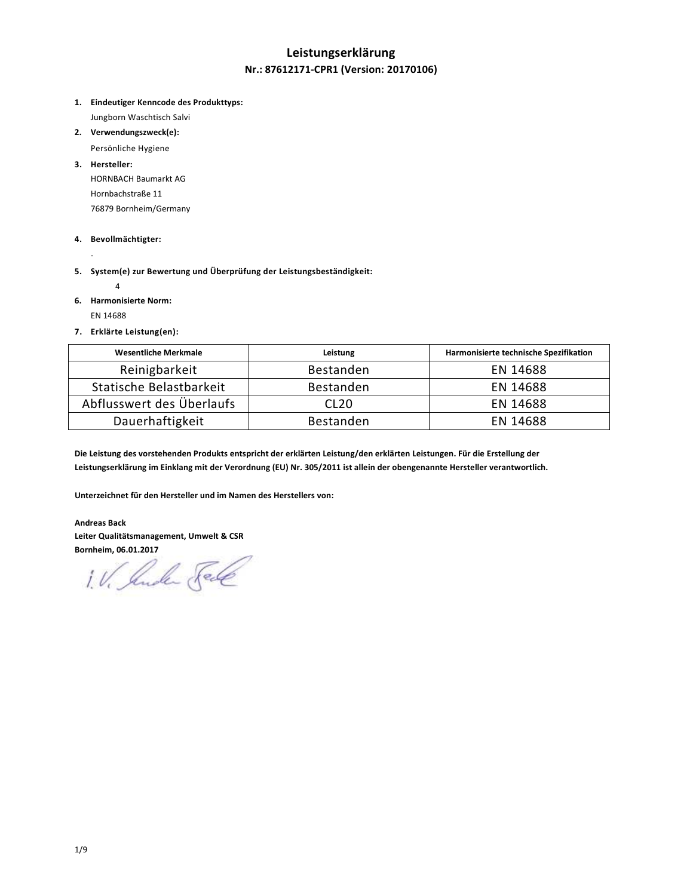# Leistungserklärung

**Nr.: 87612171-CPR1 (Version: 20170106)**

1. **Eindeutiger Kenncode des Produkttyps:**
   Jungborn Waschtisch Salvi
2. **Verwendungszweck(e):**
   Persönliche Hygiene
3. **Hersteller:**
   HORNBACH Baumarkt AG
   Hornbachstraße 11
   76879 Bornheim/Germany
4. **Bevollmächtigter:**
   -
5. **System(e) zur Bewertung und Überprüfung der Leistungsbeständigkeit:**
   4
6. **Harmonisierte Norm:**
   EN 14688
7. **Erklärte Leistung(en):**

| Wesentliche Merkmale | Leistung | Harmonisierte technische Spezifikation |
|---|---|---|
| Reinigbarkeit | Bestanden | EN 14688 |
| Statische Belastbarkeit | Bestanden | EN 14688 |
| Abflusswert des Überlaufs | CL20 | EN 14688 |
| Dauerhaftigkeit | Bestanden | EN 14688 |

**Die Leistung des vorstehenden Produkts entspricht der erklärten Leistung/den erklärten Leistungen. Für die Erstellung der Leistungserklärung im Einklang mit der Verordnung (EU) Nr. 305/2011 ist allein der obengenannte Hersteller verantwortlich.**

**Unterzeichnet für den Hersteller und im Namen des Herstellers von:**

**Andreas Back**
**Leiter Qualitätsmanagement, Umwelt & CSR**
**Bornheim, 06.01.2017**

i.V. Andreas Back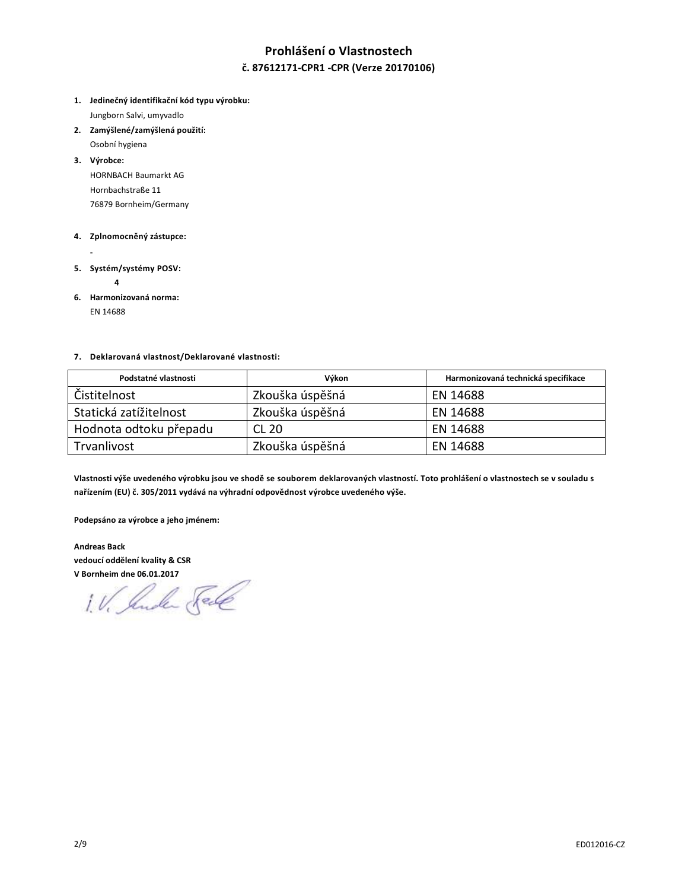# Prohlášení o Vlastnostech

## č. 87612171-CPR1 -CPR (Verze 20170106)

1. **Jedinečný identifikační kód typu výrobku:**
   Jungborn Salvi, umyvadlo
2. **Zamýšlené/zamýšlená použití:**
   Osobní hygiena
3. **Výrobce:**
   HORNBACH Baumarkt AG
   Hornbachstraße 11
   76879 Bornheim/Germany
4. **Zplnomocněný zástupce:**
   -
5. **Systém/systémy POSV:**
   **4**
6. **Harmonizovaná norma:**
   EN 14688
7. **Deklarovaná vlastnost/Deklarované vlastnosti:**

| Podstatné vlastnosti | Výkon | Harmonizovaná technická specifikace |
|---|---|---|
| Čistitelnost | Zkouška úspěšná | EN 14688 |
| Statická zatížitelnost | Zkouška úspěšná | EN 14688 |
| Hodnota odtoku přepadu | CL 20 | EN 14688 |
| Trvanlivost | Zkouška úspěšná | EN 14688 |

**Vlastnosti výše uvedeného výrobku jsou ve shodě se souborem deklarovaných vlastností. Toto prohlášení o vlastnostech se v souladu s nařízením (EU) č. 305/2011 vydává na výhradní odpovědnost výrobce uvedeného výše.**

**Podepsáno za výrobce a jeho jménem:**

**Andreas Back**
**vedoucí oddělení kvality & CSR**
**V Bornheim dne 06.01.2017**

i.V. Andreas Back

ED012016-CZ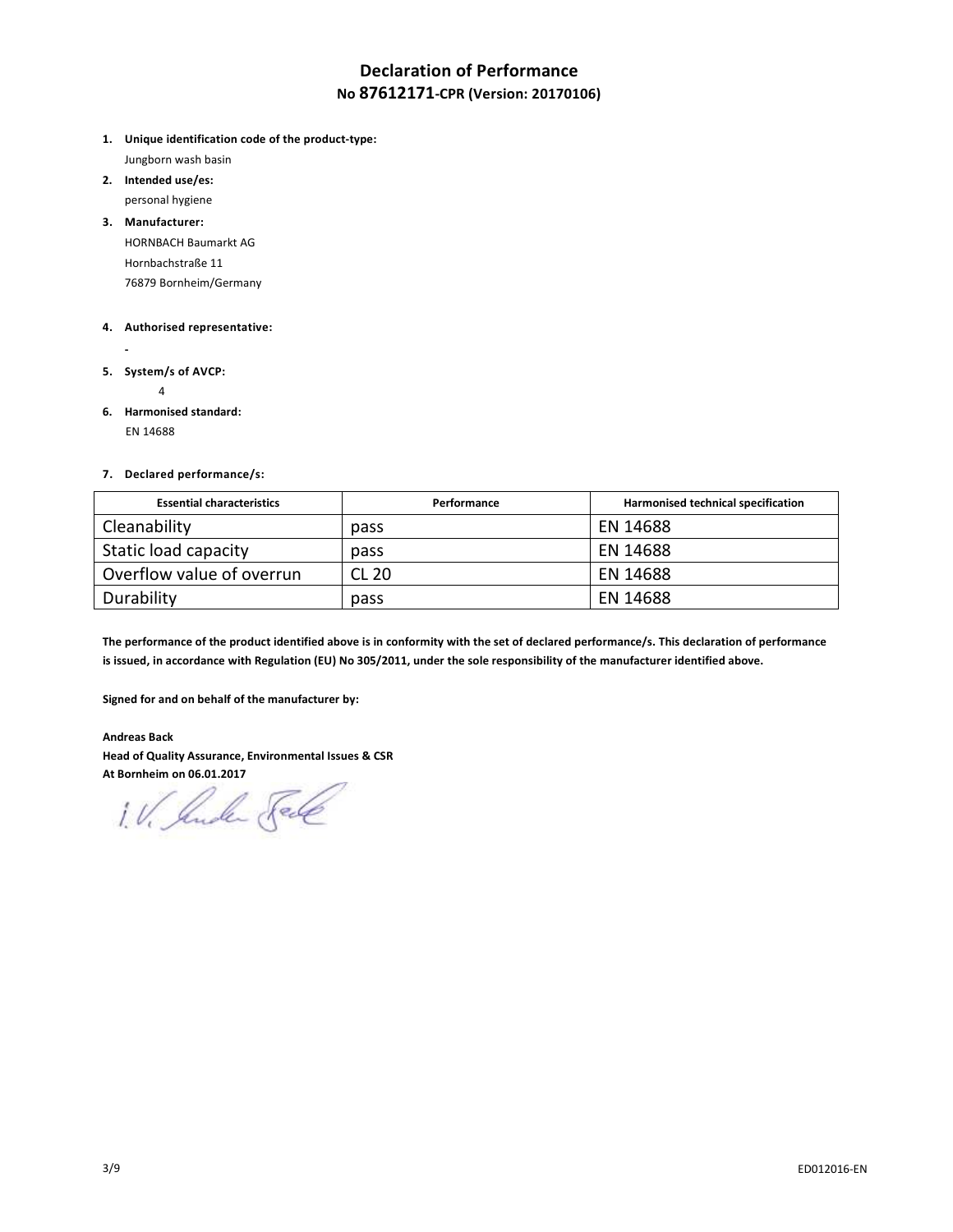# Declaration of Performance

## No 87612171-CPR (Version: 20170106)

1. **Unique identification code of the product-type:**
   Jungborn wash basin
2. **Intended use/es:**
   personal hygiene
3. **Manufacturer:**
   HORNBACH Baumarkt AG
   Hornbachstraße 11
   76879 Bornheim/Germany
4. **Authorised representative:**
   -
5. **System/s of AVCP:**
   4
6. **Harmonised standard:**
   EN 14688
7. **Declared performance/s:**

| Essential characteristics | Performance | Harmonised technical specification |
| --- | --- | --- |
| Cleanability | pass | EN 14688 |
| Static load capacity | pass | EN 14688 |
| Overflow value of overrun | CL 20 | EN 14688 |
| Durability | pass | EN 14688 |

**The performance of the product identified above is in conformity with the set of declared performance/s. This declaration of performance is issued, in accordance with Regulation (EU) No 305/2011, under the sole responsibility of the manufacturer identified above.**

**Signed for and on behalf of the manufacturer by:**

**Andreas Back**
**Head of Quality Assurance, Environmental Issues & CSR**
**At Bornheim on 06.01.2017**

i.V. Andreas Back

ED012016-EN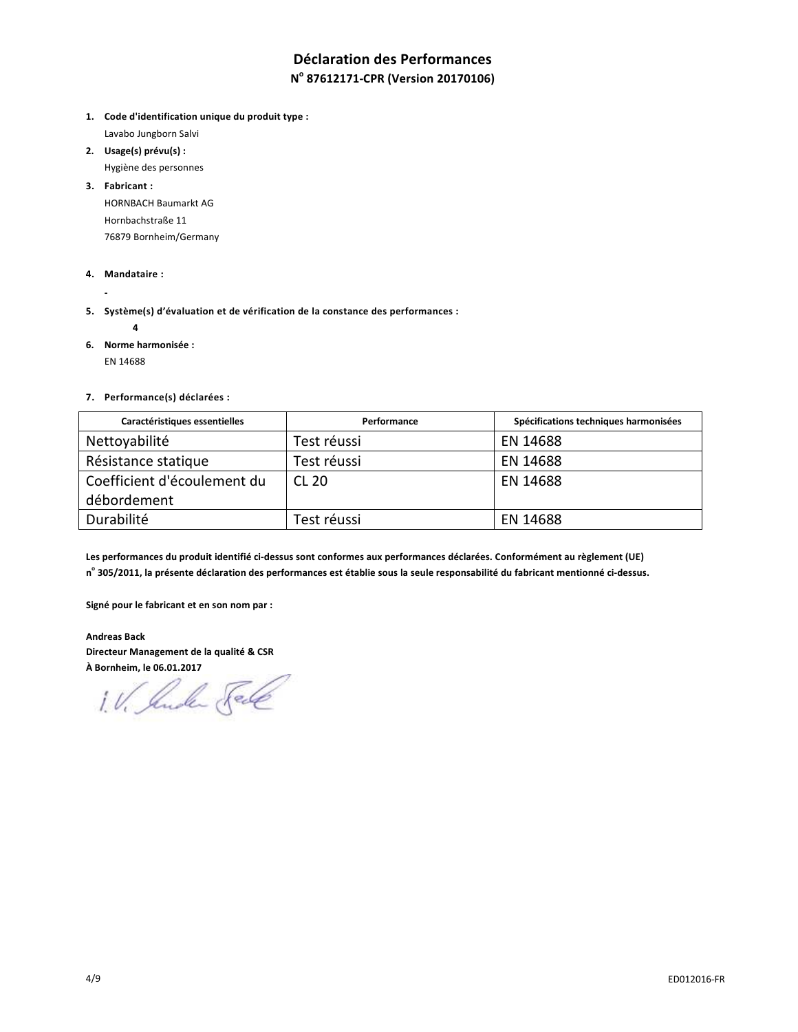# Déclaration des Performances

## N° 87612171-CPR (Version 20170106)

1. **Code d'identification unique du produit type :**
   Lavabo Jungborn Salvi
2. **Usage(s) prévu(s) :**
   Hygiène des personnes
3. **Fabricant :**
   HORNBACH Baumarkt AG
   Hornbachstraße 11
   76879 Bornheim/Germany
4. **Mandataire :**
   -
5. **Système(s) d'évaluation et de vérification de la constance des performances :**
   **4**
6. **Norme harmonisée :**
   EN 14688
7. **Performance(s) déclarées :**

| Caractéristiques essentielles | Performance | Spécifications techniques harmonisées |
|---|---|---|
| Nettoyabilité | Test réussi | EN 14688 |
| Résistance statique | Test réussi | EN 14688 |
| Coefficient d'écoulement du débordement | CL 20 | EN 14688 |
| Durabilité | Test réussi | EN 14688 |

**Les performances du produit identifié ci-dessus sont conformes aux performances déclarées. Conformément au règlement (UE) n° 305/2011, la présente déclaration des performances est établie sous la seule responsabilité du fabricant mentionné ci-dessus.**

**Signé pour le fabricant et en son nom par :**

**Andreas Back**
**Directeur Management de la qualité & CSR**
**À Bornheim, le 06.01.2017**

i.V. Andreas Back

ED012016-FR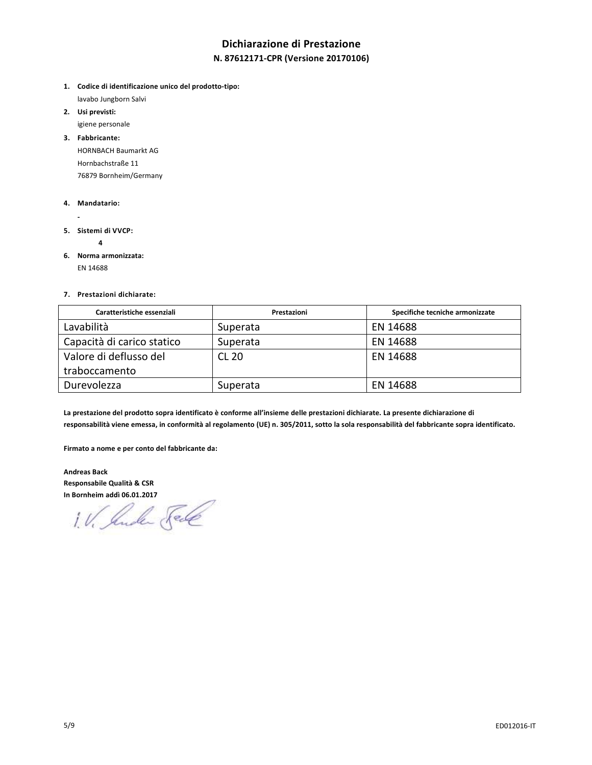# Dichiarazione di Prestazione

## N. 87612171-CPR (Versione 20170106)

1. **Codice di identificazione unico del prodotto-tipo:**
   lavabo Jungborn Salvi
2. **Usi previsti:**
   igiene personale
3. **Fabbricante:**
   HORNBACH Baumarkt AG
   Hornbachstraße 11
   76879 Bornheim/Germany
4. **Mandatario:**
   -
5. **Sistemi di VVCP:**
   4
6. **Norma armonizzata:**
   EN 14688
7. **Prestazioni dichiarate:**

| Caratteristiche essenziali | Prestazioni | Specifiche tecniche armonizzate |
|---|---|---|
| Lavabilità | Superata | EN 14688 |
| Capacità di carico statico | Superata | EN 14688 |
| Valore di deflusso del traboccamento | CL 20 | EN 14688 |
| Durevolezza | Superata | EN 14688 |

**La prestazione del prodotto sopra identificato è conforme all'insieme delle prestazioni dichiarate. La presente dichiarazione di responsabilità viene emessa, in conformità al regolamento (UE) n. 305/2011, sotto la sola responsabilità del fabbricante sopra identificato.**

**Firmato a nome e per conto del fabbricante da:**

**Andreas Back**
**Responsabile Qualità & CSR**
**In Bornheim addì 06.01.2017**

i.V. Andreas Back

ED012016-IT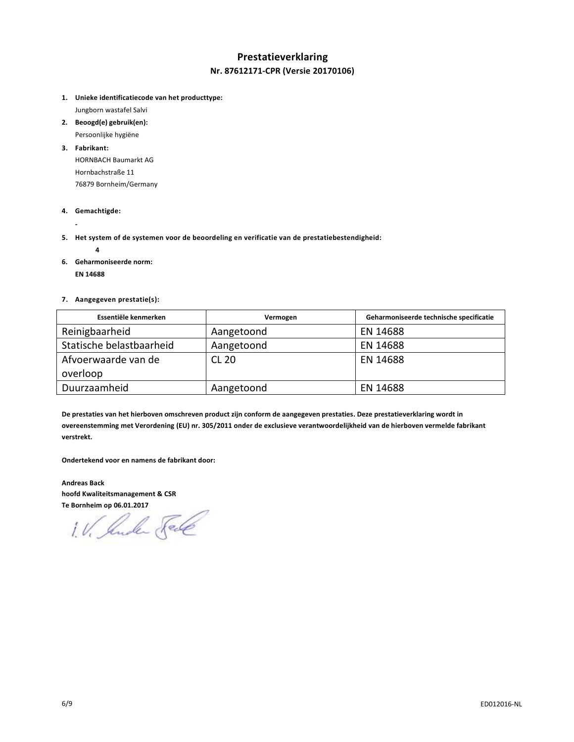# Prestatieverklaring

## Nr. 87612171-CPR (Versie 20170106)

1. **Unieke identificatiecode van het producttype:**
   Jungborn wastafel Salvi
2. **Beoogd(e) gebruik(en):**
   Persoonlijke hygiëne
3. **Fabrikant:**
   HORNBACH Baumarkt AG
   Hornbachstraße 11
   76879 Bornheim/Germany
4. **Gemachtigde:**
   **-**
5. **Het system of de systemen voor de beoordeling en verificatie van de prestatiebestendigheid:**
   **4**
6. **Geharmoniseerde norm:**
   **EN 14688**
7. **Aangegeven prestatie(s):**

| Essentiële kenmerken | Vermogen | Geharmoniseerde technische specificatie |
|---|---|---|
| Reinigbaarheid | Aangetoond | EN 14688 |
| Statische belastbaarheid | Aangetoond | EN 14688 |
| Afvoerwaarde van de overloop | CL 20 | EN 14688 |
| Duurzaamheid | Aangetoond | EN 14688 |

**De prestaties van het hierboven omschreven product zijn conform de aangegeven prestaties. Deze prestatieverklaring wordt in overeenstemming met Verordening (EU) nr. 305/2011 onder de exclusieve verantwoordelijkheid van de hierboven vermelde fabrikant verstrekt.**

**Ondertekend voor en namens de fabrikant door:**

**Andreas Back**
**hoofd Kwaliteitsmanagement & CSR**
**Te Bornheim op 06.01.2017**

ED012016-NL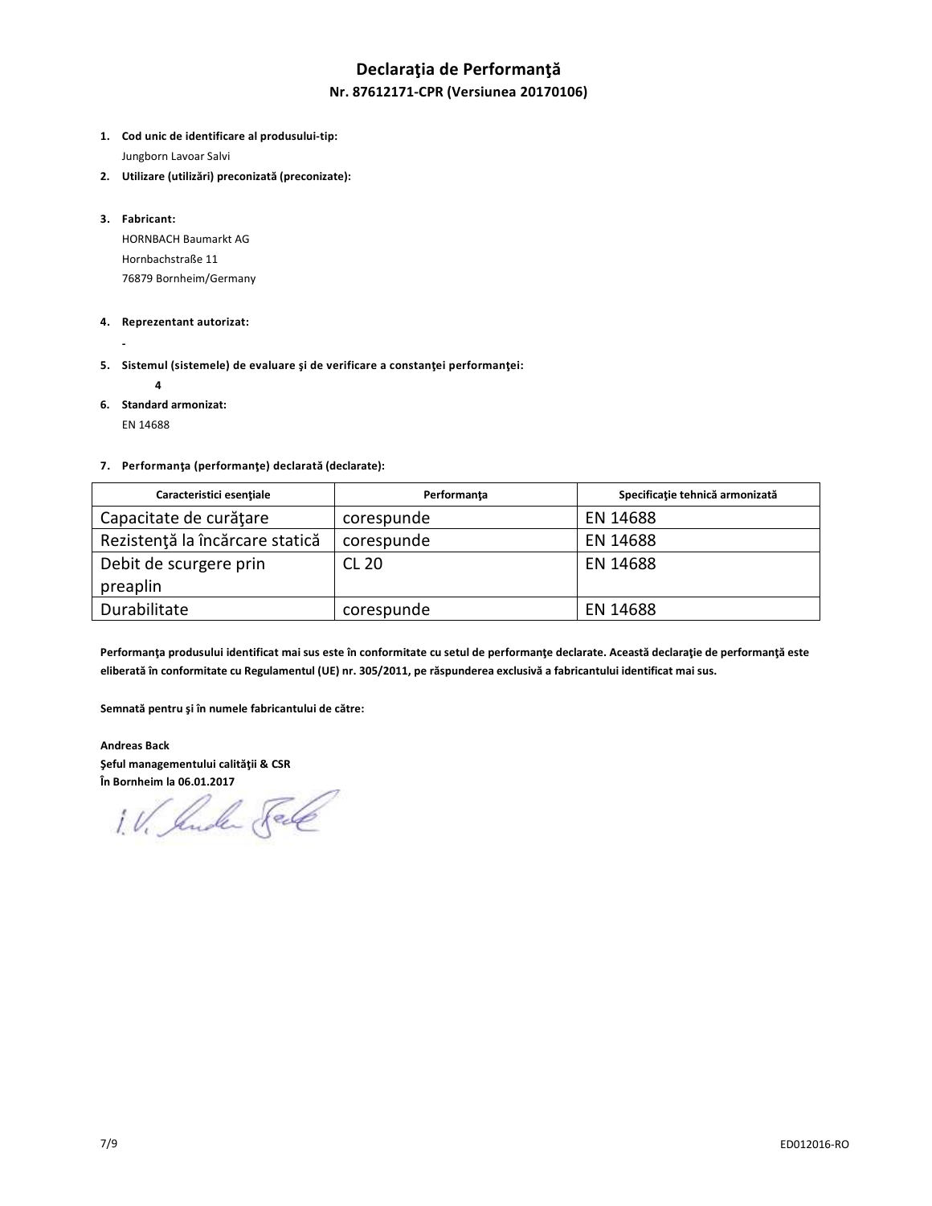# Declaraţia de Performanţă

## Nr. 87612171-CPR (Versiunea 20170106)

1. **Cod unic de identificare al produsului-tip:**
   Jungborn Lavoar Salvi
2. **Utilizare (utilizări) preconizată (preconizate):**

3. **Fabricant:**
   HORNBACH Baumarkt AG
   Hornbachstraße 11
   76879 Bornheim/Germany

4. **Reprezentant autorizat:**
   -
5. **Sistemul (sistemele) de evaluare şi de verificare a constanţei performanţei:**
   **4**
6. **Standard armonizat:**
   EN 14688

7. **Performanţa (performanţe) declarată (declarate):**

| Caracteristici esenţiale | Performanţa | Specificaţie tehnică armonizată |
|---|---|---|
| Capacitate de curăţare | corespunde | EN 14688 |
| Rezistenţă la încărcare statică | corespunde | EN 14688 |
| Debit de scurgere prin preaplin | CL 20 | EN 14688 |
| Durabilitate | corespunde | EN 14688 |

**Performanţa produsului identificat mai sus este în conformitate cu setul de performanţe declarate. Această declaraţie de performanţă este eliberată în conformitate cu Regulamentul (UE) nr. 305/2011, pe răspunderea exclusivă a fabricantului identificat mai sus.**

**Semnată pentru şi în numele fabricantului de către:**

**Andreas Back**
**Şeful managementului calităţii & CSR**
**În Bornheim la 06.01.2017**

i.V. Andreas Back

ED012016-RO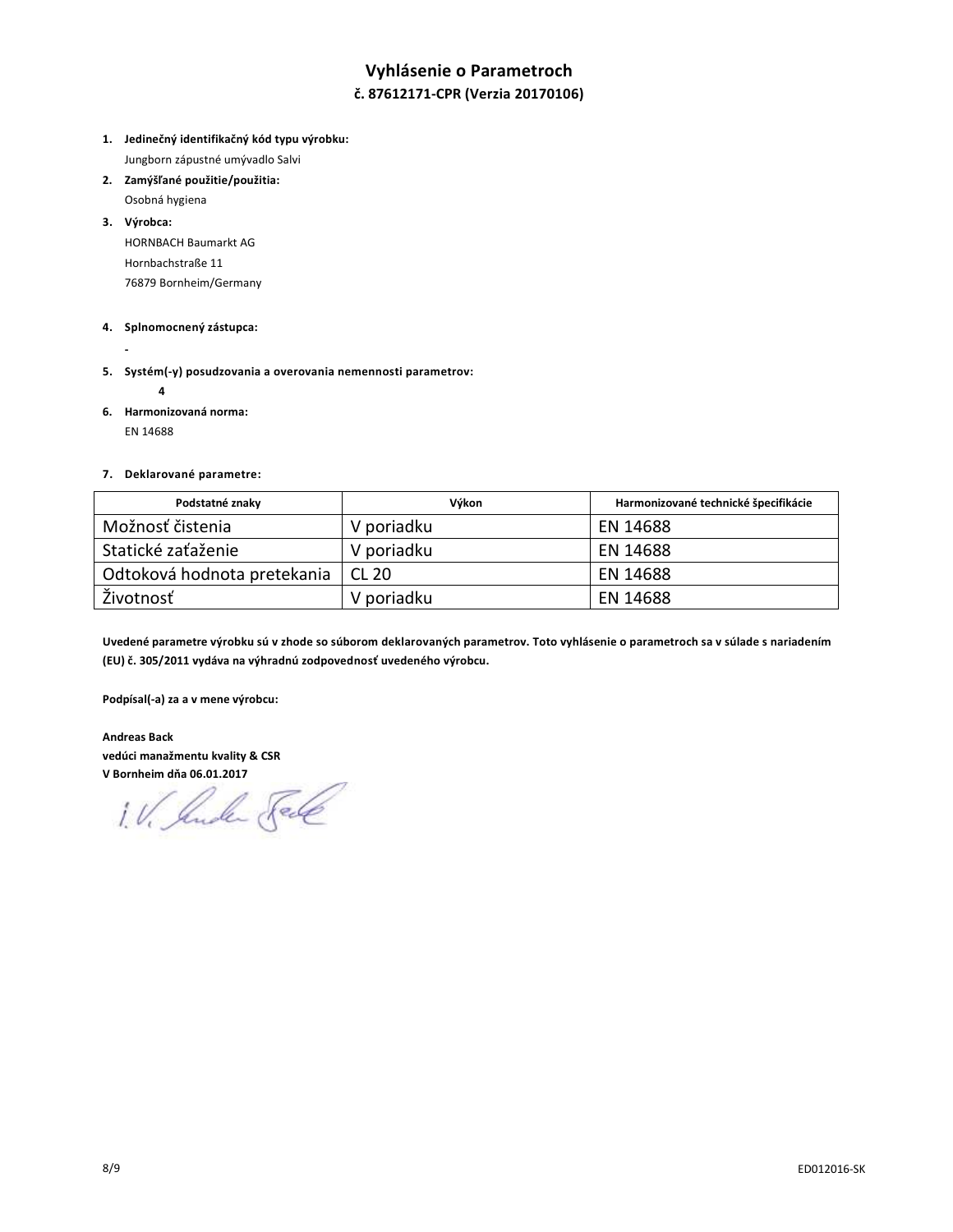# Vyhlásenie o Parametroch

## č. 87612171-CPR (Verzia 20170106)

1. **Jedinečný identifikačný kód typu výrobku:**
   Jungborn zápustné umývadlo Salvi
2. **Zamýšľané použitie/použitia:**
   Osobná hygiena
3. **Výrobca:**
   HORNBACH Baumarkt AG
   Hornbachstraße 11
   76879 Bornheim/Germany
4. **Splnomocnený zástupca:**
   -
5. **Systém(-y) posudzovania a overovania nemennosti parametrov:**
   **4**
6. **Harmonizovaná norma:**
   EN 14688
7. **Deklarované parametre:**

| Podstatné znaky | Výkon | Harmonizované technické špecifikácie |
|---|---|---|
| Možnosť čistenia | V poriadku | EN 14688 |
| Statické zaťaženie | V poriadku | EN 14688 |
| Odtoková hodnota pretekania | CL 20 | EN 14688 |
| Životnosť | V poriadku | EN 14688 |

**Uvedené parametre výrobku sú v zhode so súborom deklarovaných parametrov. Toto vyhlásenie o parametroch sa v súlade s nariadením (EU) č. 305/2011 vydáva na výhradnú zodpovednosť uvedeného výrobcu.**

**Podpísal(-a) za a v mene výrobcu:**

**Andreas Back**
**vedúci manažmentu kvality & CSR**
**V Bornheim dňa 06.01.2017**

i.V. Andre Back

ED012016-SK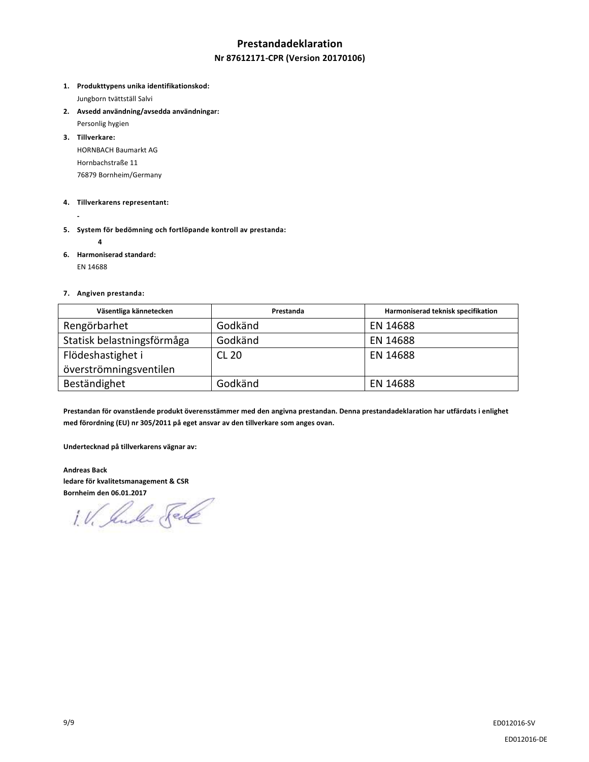# Prestandadeklaration

## Nr 87612171-CPR (Version 20170106)

1. **Produkttypens unika identifikationskod:**
   Jungborn tvättställ Salvi
2. **Avsedd användning/avsedda användningar:**
   Personlig hygien
3. **Tillverkare:**
   HORNBACH Baumarkt AG
   Hornbachstraße 11
   76879 Bornheim/Germany
4. **Tillverkarens representant:**
   -
5. **System för bedömning och fortlöpande kontroll av prestanda:**
   **4**
6. **Harmoniserad standard:**
   EN 14688
7. **Angiven prestanda:**

| Väsentliga kännetecken | Prestanda | Harmoniserad teknisk specifikation |
|---|---|---|
| Rengörbarhet | Godkänd | EN 14688 |
| Statisk belastningsförmåga | Godkänd | EN 14688 |
| Flödeshastighet i överströmningsventilen | CL 20 | EN 14688 |
| Beständighet | Godkänd | EN 14688 |

**Prestandan för ovanstående produkt överensstämmer med den angivna prestandan. Denna prestandadeklaration har utfärdats i enlighet med förordning (EU) nr 305/2011 på eget ansvar av den tillverkare som anges ovan.**

**Undertecknad på tillverkarens vägnar av:**

**Andreas Back**
**ledare för kvalitetsmanagement & CSR**
**Bornheim den 06.01.2017**

i.V. Andreas Back

ED012016-SV

ED012016-DE